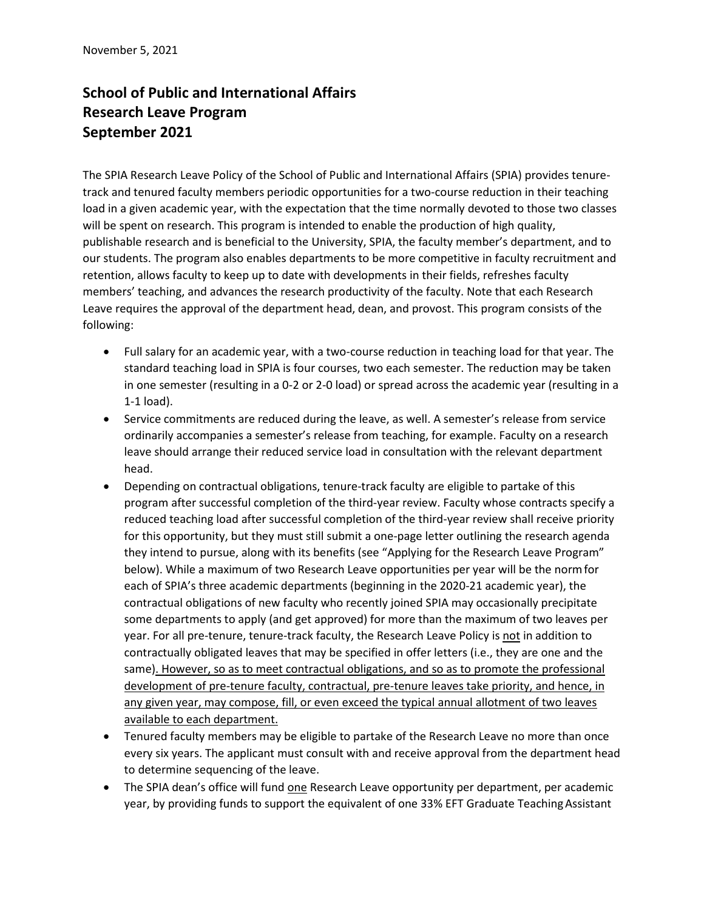November 5, 2021

# School of Public and International Affairs
# Research Leave Program
# September 2021

The SPIA Research Leave Policy of the School of Public and International Affairs (SPIA) provides tenure-track and tenured faculty members periodic opportunities for a two-course reduction in their teaching load in a given academic year, with the expectation that the time normally devoted to those two classes will be spent on research. This program is intended to enable the production of high quality, publishable research and is beneficial to the University, SPIA, the faculty member's department, and to our students. The program also enables departments to be more competitive in faculty recruitment and retention, allows faculty to keep up to date with developments in their fields, refreshes faculty members' teaching, and advances the research productivity of the faculty. Note that each Research Leave requires the approval of the department head, dean, and provost. This program consists of the following:

- Full salary for an academic year, with a two-course reduction in teaching load for that year. The standard teaching load in SPIA is four courses, two each semester. The reduction may be taken in one semester (resulting in a 0-2 or 2-0 load) or spread across the academic year (resulting in a 1-1 load).
- Service commitments are reduced during the leave, as well. A semester's release from service ordinarily accompanies a semester's release from teaching, for example. Faculty on a research leave should arrange their reduced service load in consultation with the relevant department head.
- Depending on contractual obligations, tenure-track faculty are eligible to partake of this program after successful completion of the third-year review. Faculty whose contracts specify a reduced teaching load after successful completion of the third-year review shall receive priority for this opportunity, but they must still submit a one-page letter outlining the research agenda they intend to pursue, along with its benefits (see "Applying for the Research Leave Program" below). While a maximum of two Research Leave opportunities per year will be the norm for each of SPIA's three academic departments (beginning in the 2020-21 academic year), the contractual obligations of new faculty who recently joined SPIA may occasionally precipitate some departments to apply (and get approved) for more than the maximum of two leaves per year. For all pre-tenure, tenure-track faculty, the Research Leave Policy is <u>not</u> in addition to contractually obligated leaves that may be specified in offer letters (i.e., they are one and the same)<u>. However, so as to meet contractual obligations, and so as to promote the professional development of pre-tenure faculty, contractual, pre-tenure leaves take priority, and hence, in any given year, may compose, fill, or even exceed the typical annual allotment of two leaves available to each department.</u>
- Tenured faculty members may be eligible to partake of the Research Leave no more than once every six years. The applicant must consult with and receive approval from the department head to determine sequencing of the leave.
- The SPIA dean's office will fund <u>one</u> Research Leave opportunity per department, per academic year, by providing funds to support the equivalent of one 33% EFT Graduate Teaching Assistant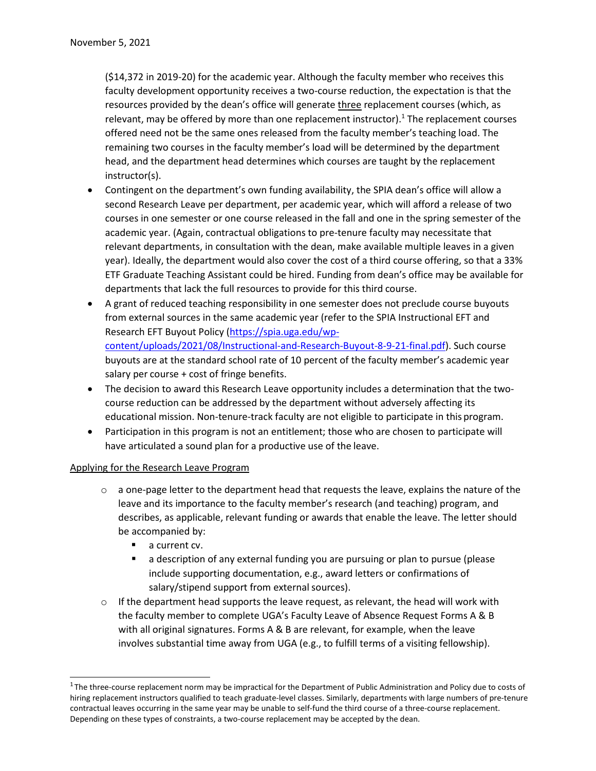($14,372 in 2019-20) for the academic year. Although the faculty member who receives this faculty development opportunity receives a two-course reduction, the expectation is that the resources provided by the dean's office will generate <u>three</u> replacement courses (which, as relevant, may be offered by more than one replacement instructor).[1] The replacement courses offered need not be the same ones released from the faculty member's teaching load. The remaining two courses in the faculty member's load will be determined by the department head, and the department head determines which courses are taught by the replacement instructor(s).

- Contingent on the department's own funding availability, the SPIA dean's office will allow a second Research Leave per department, per academic year, which will afford a release of two courses in one semester or one course released in the fall and one in the spring semester of the academic year. (Again, contractual obligations to pre-tenure faculty may necessitate that relevant departments, in consultation with the dean, make available multiple leaves in a given year). Ideally, the department would also cover the cost of a third course offering, so that a 33% ETF Graduate Teaching Assistant could be hired. Funding from dean's office may be available for departments that lack the full resources to provide for this third course.
- A grant of reduced teaching responsibility in one semester does not preclude course buyouts from external sources in the same academic year (refer to the SPIA Instructional EFT and Research EFT Buyout Policy (https://spia.uga.edu/wp-content/uploads/2021/08/Instructional-and-Research-Buyout-8-9-21-final.pdf). Such course buyouts are at the standard school rate of 10 percent of the faculty member's academic year salary per course + cost of fringe benefits.
- The decision to award this Research Leave opportunity includes a determination that the two-course reduction can be addressed by the department without adversely affecting its educational mission. Non-tenure-track faculty are not eligible to participate in this program.
- Participation in this program is not an entitlement; those who are chosen to participate will have articulated a sound plan for a productive use of the leave.

<u>Applying for the Research Leave Program</u>

- a one-page letter to the department head that requests the leave, explains the nature of the leave and its importance to the faculty member's research (and teaching) program, and describes, as applicable, relevant funding or awards that enable the leave. The letter should be accompanied by:
  - a current cv.
  - a description of any external funding you are pursuing or plan to pursue (please include supporting documentation, e.g., award letters or confirmations of salary/stipend support from external sources).
- If the department head supports the leave request, as relevant, the head will work with the faculty member to complete UGA's Faculty Leave of Absence Request Forms A & B with all original signatures. Forms A & B are relevant, for example, when the leave involves substantial time away from UGA (e.g., to fulfill terms of a visiting fellowship).

[1] The three-course replacement norm may be impractical for the Department of Public Administration and Policy due to costs of hiring replacement instructors qualified to teach graduate-level classes. Similarly, departments with large numbers of pre-tenure contractual leaves occurring in the same year may be unable to self-fund the third course of a three-course replacement. Depending on these types of constraints, a two-course replacement may be accepted by the dean.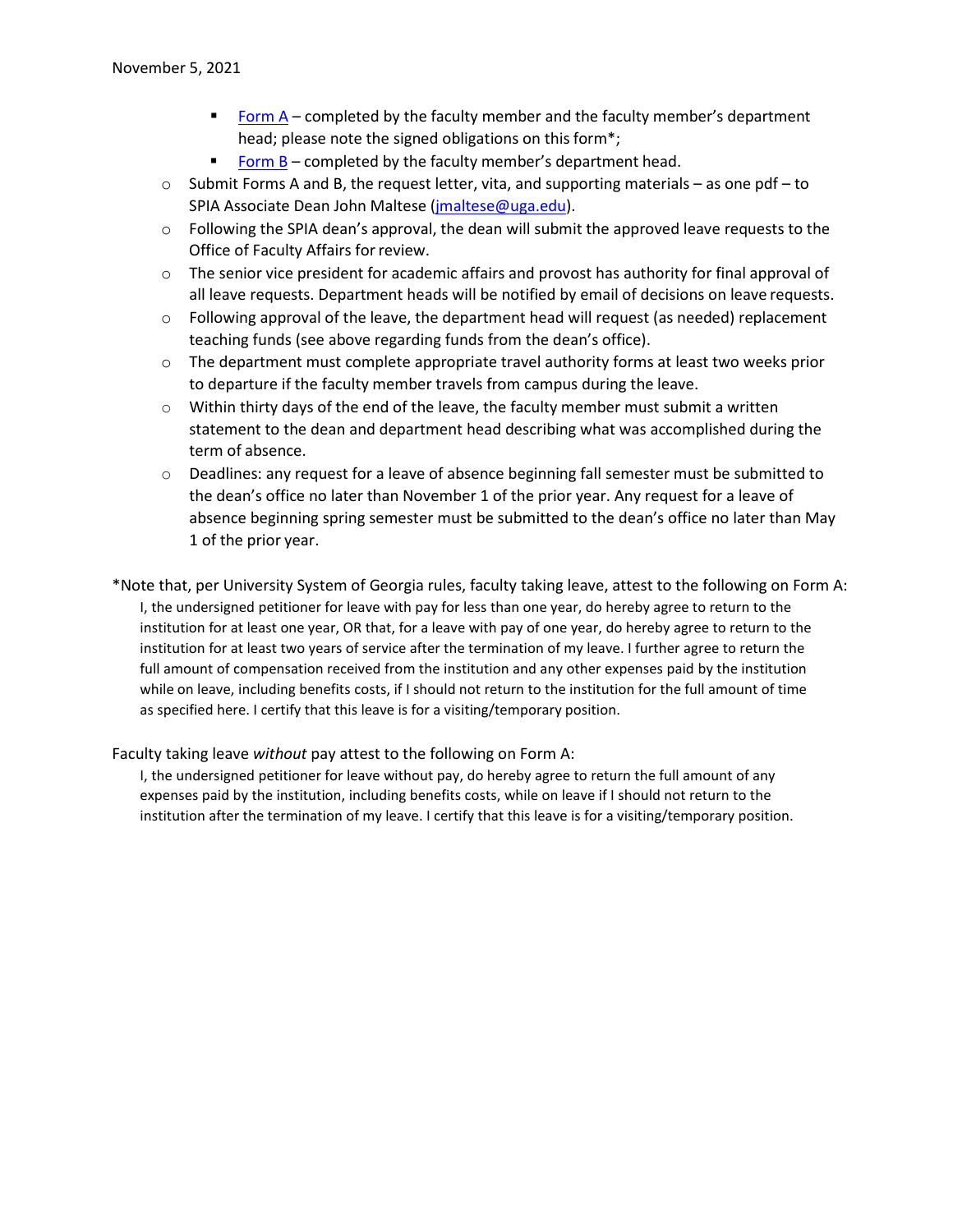- [Form A](#) – completed by the faculty member and the faculty member's department head; please note the signed obligations on this form*;
    - [Form B](#) – completed by the faculty member's department head.
- Submit Forms A and B, the request letter, vita, and supporting materials – as one pdf – to SPIA Associate Dean John Maltese (jmaltese@uga.edu).
- Following the SPIA dean's approval, the dean will submit the approved leave requests to the Office of Faculty Affairs for review.
- The senior vice president for academic affairs and provost has authority for final approval of all leave requests. Department heads will be notified by email of decisions on leave requests.
- Following approval of the leave, the department head will request (as needed) replacement teaching funds (see above regarding funds from the dean's office).
- The department must complete appropriate travel authority forms at least two weeks prior to departure if the faculty member travels from campus during the leave.
- Within thirty days of the end of the leave, the faculty member must submit a written statement to the dean and department head describing what was accomplished during the term of absence.
- Deadlines: any request for a leave of absence beginning fall semester must be submitted to the dean's office no later than November 1 of the prior year. Any request for a leave of absence beginning spring semester must be submitted to the dean's office no later than May 1 of the prior year.

*Note that, per University System of Georgia rules, faculty taking leave, attest to the following on Form A:

> I, the undersigned petitioner for leave with pay for less than one year, do hereby agree to return to the institution for at least one year, OR that, for a leave with pay of one year, do hereby agree to return to the institution for at least two years of service after the termination of my leave. I further agree to return the full amount of compensation received from the institution and any other expenses paid by the institution while on leave, including benefits costs, if I should not return to the institution for the full amount of time as specified here. I certify that this leave is for a visiting/temporary position.

Faculty taking leave *without* pay attest to the following on Form A:

> I, the undersigned petitioner for leave without pay, do hereby agree to return the full amount of any expenses paid by the institution, including benefits costs, while on leave if I should not return to the institution after the termination of my leave. I certify that this leave is for a visiting/temporary position.